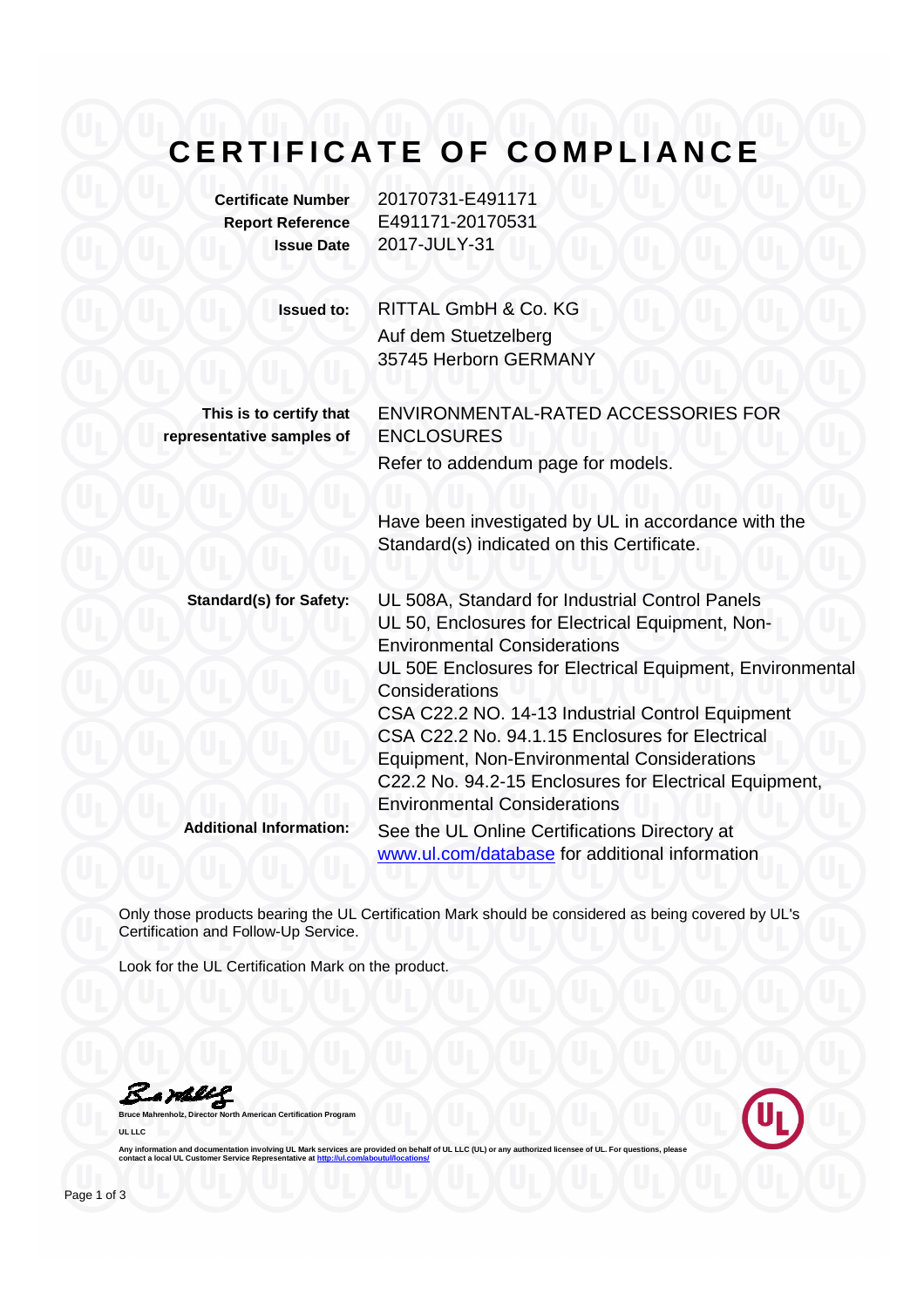# CERTIFICATE OF COMPLIANCE

| | |
|---|---|
| **Certificate Number** | 20170731-E491171 |
| **Report Reference** | E491171-20170531 |
| **Issue Date** | 2017-JULY-31 |

**Issued to:** RITTAL GmbH & Co. KG
Auf dem Stuetzelberg
35745 Herborn GERMANY

**This is to certify that representative samples of** ENVIRONMENTAL-RATED ACCESSORIES FOR ENCLOSURES

Refer to addendum page for models.

Have been investigated by UL in accordance with the Standard(s) indicated on this Certificate.

**Standard(s) for Safety:**
UL 508A, Standard for Industrial Control Panels
UL 50, Enclosures for Electrical Equipment, Non-Environmental Considerations
UL 50E Enclosures for Electrical Equipment, Environmental Considerations
CSA C22.2 NO. 14-13 Industrial Control Equipment
CSA C22.2 No. 94.1.15 Enclosures for Electrical Equipment, Non-Environmental Considerations
C22.2 No. 94.2-15 Enclosures for Electrical Equipment, Environmental Considerations

**Additional Information:** See the UL Online Certifications Directory at www.ul.com/database for additional information

Only those products bearing the UL Certification Mark should be considered as being covered by UL's Certification and Follow-Up Service.

Look for the UL Certification Mark on the product.

Bruce Mahrenholz, Director North American Certification Program

UL LLC

Any information and documentation involving UL Mark services are provided on behalf of UL LLC (UL) or any authorized licensee of UL. For questions, please contact a local UL Customer Service Representative at http://ul.com/aboutul/locations/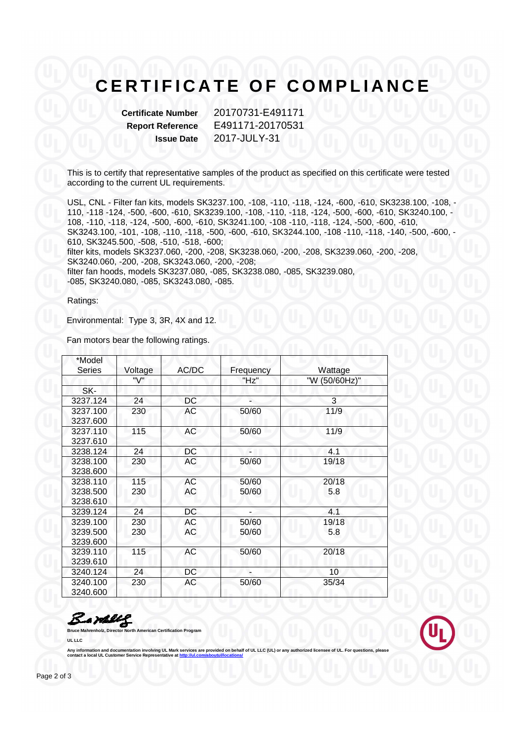# CERTIFICATE OF COMPLIANCE

**Certificate Number** 20170731-E491171
**Report Reference** E491171-20170531
**Issue Date** 2017-JULY-31

This is to certify that representative samples of the product as specified on this certificate were tested according to the current UL requirements.

USL, CNL - Filter fan kits, models SK3237.100, -108, -110, -118, -124, -600, -610, SK3238.100, -108, -110, -118 -124, -500, -600, -610, SK3239.100, -108, -110, -118, -124, -500, -600, -610, SK3240.100, -108, -110, -118, -124, -500, -600, -610, SK3241.100, -108 -110, -118, -124, -500, -600, -610, SK3243.100, -101, -108, -110, -118, -500, -600, -610, SK3244.100, -108 -110, -118, -140, -500, -600, -610, SK3245.500, -508, -510, -518, -600;
filter kits, models SK3237.060, -200, -208, SK3238.060, -200, -208, SK3239.060, -200, -208, SK3240.060, -200, -208, SK3243.060, -200, -208;
filter fan hoods, models SK3237.080, -085, SK3238.080, -085, SK3239.080, -085, SK3240.080, -085, SK3243.080, -085.

Ratings:

Environmental: Type 3, 3R, 4X and 12.

Fan motors bear the following ratings.

| *Model Series | Voltage | AC/DC | Frequency | Wattage |
|---|---|---|---|---|
| | "V" | | "Hz" | "W (50/60Hz)" |
| SK- | | | | |
| 3237.124 | 24 | DC | - | 3 |
| 3237.100<br>3237.600 | 230 | AC | 50/60 | 11/9 |
| 3237.110<br>3237.610 | 115 | AC | 50/60 | 11/9 |
| 3238.124 | 24 | DC | - | 4.1 |
| 3238.100<br>3238.600 | 230 | AC | 50/60 | 19/18 |
| 3238.110<br>3238.500<br>3238.610 | 115<br>230 | AC<br>AC | 50/60<br>50/60 | 20/18<br>5.8 |
| 3239.124 | 24 | DC | - | 4.1 |
| 3239.100<br>3239.500<br>3239.600 | 230<br>230 | AC<br>AC | 50/60<br>50/60 | 19/18<br>5.8 |
| 3239.110<br>3239.610 | 115 | AC | 50/60 | 20/18 |
| 3240.124 | 24 | DC | - | 10 |
| 3240.100<br>3240.600 | 230 | AC | 50/60 | 35/34 |

**Bruce Mahrenholz, Director North American Certification Program**

**UL LLC**

**Any information and documentation involving UL Mark services are provided on behalf of UL LLC (UL) or any authorized licensee of UL. For questions, please contact a local UL Customer Service Representative at http://ul.com/aboutul/locations/**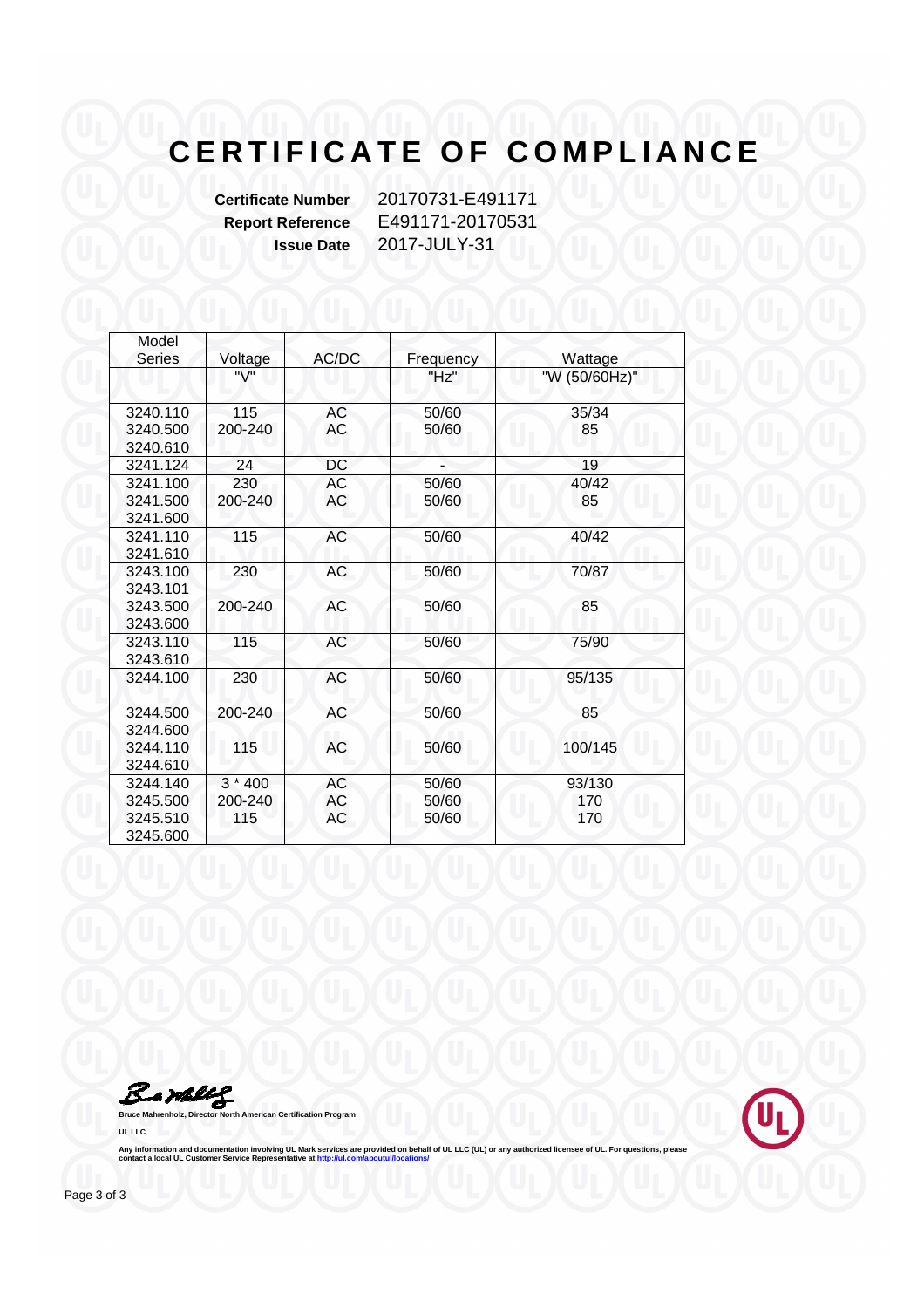# CERTIFICATE OF COMPLIANCE

**Certificate Number** 20170731-E491171
**Report Reference** E491171-20170531
**Issue Date** 2017-JULY-31

| Model Series | Voltage | AC/DC | Frequency | Wattage |
|---|---|---|---|---|
| | "V" | | "Hz" | "W (50/60Hz)" |
| 3240.110<br>3240.500<br>3240.610 | 115<br>200-240 | AC<br>AC | 50/60<br>50/60 | 35/34<br>85 |
| 3241.124 | 24 | DC | - | 19 |
| 3241.100<br>3241.500<br>3241.600 | 230<br>200-240 | AC<br>AC | 50/60<br>50/60 | 40/42<br>85 |
| 3241.110<br>3241.610 | 115 | AC | 50/60 | 40/42 |
| 3243.100<br>3243.101<br>3243.500<br>3243.600 | 230<br><br>200-240 | AC<br><br>AC | 50/60<br><br>50/60 | 70/87<br><br>85 |
| 3243.110<br>3243.610 | 115 | AC | 50/60 | 75/90 |
| 3244.100<br><br>3244.500<br>3244.600 | 230<br><br>200-240 | AC<br><br>AC | 50/60<br><br>50/60 | 95/135<br><br>85 |
| 3244.110<br>3244.610 | 115 | AC | 50/60 | 100/145 |
| 3244.140<br>3245.500<br>3245.510<br>3245.600 | 3 * 400<br>200-240<br>115 | AC<br>AC<br>AC | 50/60<br>50/60<br>50/60 | 93/130<br>170<br>170 |

**Bruce Mahrenholz, Director North American Certification Program**

**UL LLC**

Any information and documentation involving UL Mark services are provided on behalf of UL LLC (UL) or any authorized licensee of UL. For questions, please contact a local UL Customer Service Representative at http://ul.com/aboutul/locations/